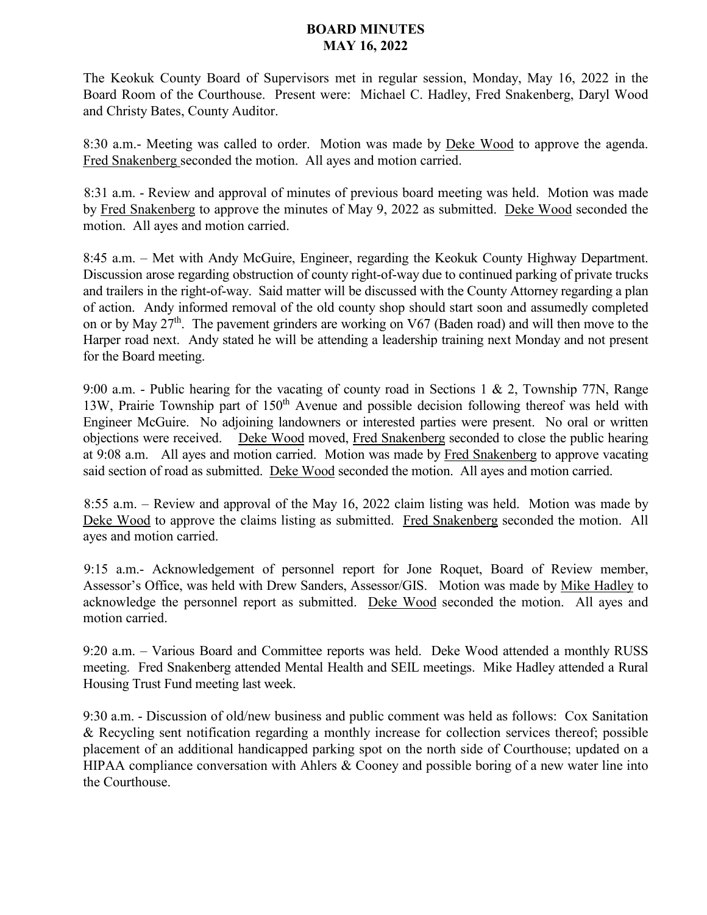# BOARD MINUTES
# MAY 16, 2022

The Keokuk County Board of Supervisors met in regular session, Monday, May 16, 2022 in the Board Room of the Courthouse. Present were: Michael C. Hadley, Fred Snakenberg, Daryl Wood and Christy Bates, County Auditor.

8:30 a.m.- Meeting was called to order. Motion was made by Deke Wood to approve the agenda. Fred Snakenberg seconded the motion. All ayes and motion carried.

8:31 a.m. - Review and approval of minutes of previous board meeting was held. Motion was made by Fred Snakenberg to approve the minutes of May 9, 2022 as submitted. Deke Wood seconded the motion. All ayes and motion carried.

8:45 a.m. – Met with Andy McGuire, Engineer, regarding the Keokuk County Highway Department. Discussion arose regarding obstruction of county right-of-way due to continued parking of private trucks and trailers in the right-of-way. Said matter will be discussed with the County Attorney regarding a plan of action. Andy informed removal of the old county shop should start soon and assumedly completed on or by May 27th. The pavement grinders are working on V67 (Baden road) and will then move to the Harper road next. Andy stated he will be attending a leadership training next Monday and not present for the Board meeting.

9:00 a.m. - Public hearing for the vacating of county road in Sections 1 & 2, Township 77N, Range 13W, Prairie Township part of 150th Avenue and possible decision following thereof was held with Engineer McGuire. No adjoining landowners or interested parties were present. No oral or written objections were received. Deke Wood moved, Fred Snakenberg seconded to close the public hearing at 9:08 a.m. All ayes and motion carried. Motion was made by Fred Snakenberg to approve vacating said section of road as submitted. Deke Wood seconded the motion. All ayes and motion carried.

8:55 a.m. – Review and approval of the May 16, 2022 claim listing was held. Motion was made by Deke Wood to approve the claims listing as submitted. Fred Snakenberg seconded the motion. All ayes and motion carried.

9:15 a.m.- Acknowledgement of personnel report for Jone Roquet, Board of Review member, Assessor's Office, was held with Drew Sanders, Assessor/GIS. Motion was made by Mike Hadley to acknowledge the personnel report as submitted. Deke Wood seconded the motion. All ayes and motion carried.

9:20 a.m. – Various Board and Committee reports was held. Deke Wood attended a monthly RUSS meeting. Fred Snakenberg attended Mental Health and SEIL meetings. Mike Hadley attended a Rural Housing Trust Fund meeting last week.

9:30 a.m. - Discussion of old/new business and public comment was held as follows: Cox Sanitation & Recycling sent notification regarding a monthly increase for collection services thereof; possible placement of an additional handicapped parking spot on the north side of Courthouse; updated on a HIPAA compliance conversation with Ahlers & Cooney and possible boring of a new water line into the Courthouse.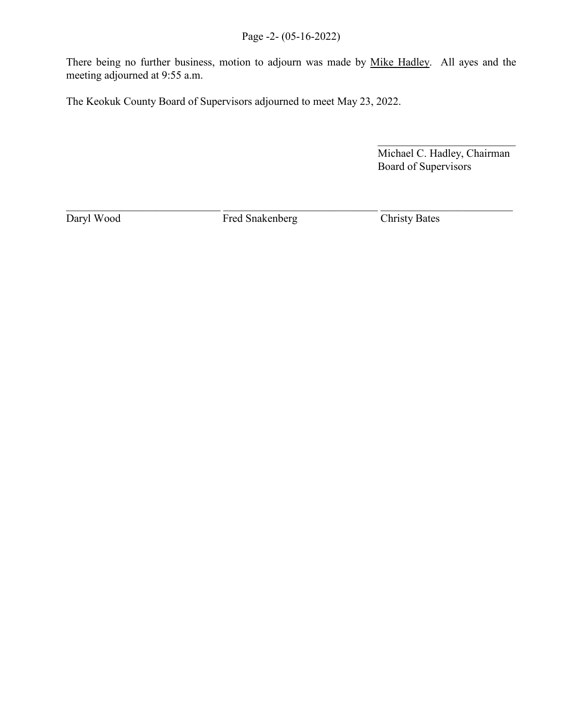There being no further business, motion to adjourn was made by <u>Mike Hadley</u>. All ayes and the meeting adjourned at 9:55 a.m.

The Keokuk County Board of Supervisors adjourned to meet May 23, 2022.

\_\_\_\_\_\_\_\_\_\_\_\_\_\_\_\_\_\_\_\_\_\_\_\_\_\_
Michael C. Hadley, Chairman
Board of Supervisors

| | | |
|---|---|---|
| \_\_\_\_\_\_\_\_\_\_\_\_\_\_\_\_\_\_\_\_\_\_\_\_\_\_ | \_\_\_\_\_\_\_\_\_\_\_\_\_\_\_\_\_\_\_\_\_\_\_\_\_\_ | \_\_\_\_\_\_\_\_\_\_\_\_\_\_\_\_\_\_\_\_\_\_\_\_\_\_ |
| Daryl Wood | Fred Snakenberg | Christy Bates |